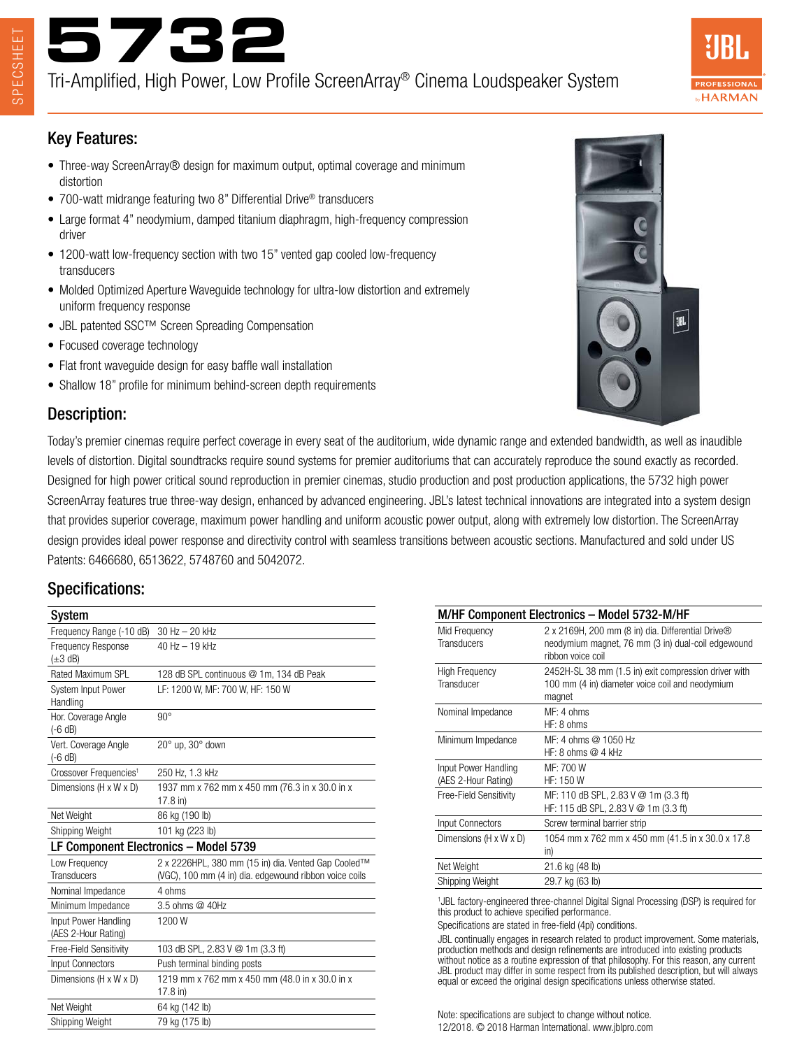# 5732

Tri-Amplified, High Power, Low Profile ScreenArray® Cinema Loudspeaker System

## Key Features:

- Three-way ScreenArray® design for maximum output, optimal coverage and minimum distortion
- 700-watt midrange featuring two 8" Differential Drive® transducers
- Large format 4" neodymium, damped titanium diaphragm, high-frequency compression driver
- 1200-watt low-frequency section with two 15" vented gap cooled low-frequency transducers
- Molded Optimized Aperture Waveguide technology for ultra-low distortion and extremely uniform frequency response
- JBL patented SSC™ Screen Spreading Compensation
- Focused coverage technology
- Flat front waveguide design for easy baffle wall installation
- Shallow 18" profile for minimum behind-screen depth requirements

## Description:

Today's premier cinemas require perfect coverage in every seat of the auditorium, wide dynamic range and extended bandwidth, as well as inaudible levels of distortion. Digital soundtracks require sound systems for premier auditoriums that can accurately reproduce the sound exactly as recorded. Designed for high power critical sound reproduction in premier cinemas, studio production and post production applications, the 5732 high power ScreenArray features true three-way design, enhanced by advanced engineering. JBL's latest technical innovations are integrated into a system design that provides superior coverage, maximum power handling and uniform acoustic power output, along with extremely low distortion. The ScreenArray design provides ideal power response and directivity control with seamless transitions between acoustic sections. Manufactured and sold under US Patents: 6466680, 6513622, 5748760 and 5042072.

## Specifications:

| System | |
|---|---|
| Frequency Range (-10 dB) | 30 Hz – 20 kHz |
| Frequency Response (±3 dB) | 40 Hz – 19 kHz |
| Rated Maximum SPL | 128 dB SPL continuous @ 1m, 134 dB Peak |
| System Input Power Handling | LF: 1200 W, MF: 700 W, HF: 150 W |
| Hor. Coverage Angle (-6 dB) | 90° |
| Vert. Coverage Angle (-6 dB) | 20° up, 30° down |
| Crossover Frequencies[1] | 250 Hz, 1.3 kHz |
| Dimensions (H x W x D) | 1937 mm x 762 mm x 450 mm (76.3 in x 30.0 in x 17.8 in) |
| Net Weight | 86 kg (190 lb) |
| Shipping Weight | 101 kg (223 lb) |

| LF Component Electronics – Model 5739 | |
|---|---|
| Low Frequency Transducers | 2 x 2226HPL, 380 mm (15 in) dia. Vented Gap Cooled™ (VGC), 100 mm (4 in) dia. edgewound ribbon voice coils |
| Nominal Impedance | 4 ohms |
| Minimum Impedance | 3.5 ohms @ 40Hz |
| Input Power Handling (AES 2-Hour Rating) | 1200 W |
| Free-Field Sensitivity | 103 dB SPL, 2.83 V @ 1m (3.3 ft) |
| Input Connectors | Push terminal binding posts |
| Dimensions (H x W x D) | 1219 mm x 762 mm x 450 mm (48.0 in x 30.0 in x 17.8 in) |
| Net Weight | 64 kg (142 lb) |
| Shipping Weight | 79 kg (175 lb) |

| M/HF Component Electronics – Model 5732-M/HF | |
|---|---|
| Mid Frequency Transducers | 2 x 2169H, 200 mm (8 in) dia. Differential Drive® neodymium magnet, 76 mm (3 in) dual-coil edgewound ribbon voice coil |
| High Frequency Transducer | 2452H-SL 38 mm (1.5 in) exit compression driver with 100 mm (4 in) diameter voice coil and neodymium magnet |
| Nominal Impedance | MF: 4 ohms<br>HF: 8 ohms |
| Minimum Impedance | MF: 4 ohms @ 1050 Hz<br>HF: 8 ohms @ 4 kHz |
| Input Power Handling (AES 2-Hour Rating) | MF: 700 W<br>HF: 150 W |
| Free-Field Sensitivity | MF: 110 dB SPL, 2.83 V @ 1m (3.3 ft)<br>HF: 115 dB SPL, 2.83 V @ 1m (3.3 ft) |
| Input Connectors | Screw terminal barrier strip |
| Dimensions (H x W x D) | 1054 mm x 762 mm x 450 mm (41.5 in x 30.0 x 17.8 in) |
| Net Weight | 21.6 kg (48 lb) |
| Shipping Weight | 29.7 kg (63 lb) |

[1]JBL factory-engineered three-channel Digital Signal Processing (DSP) is required for this product to achieve specified performance.

Specifications are stated in free-field (4pi) conditions.

JBL continually engages in research related to product improvement. Some materials, production methods and design refinements are introduced into existing products without notice as a routine expression of that philosophy. For this reason, any current JBL product may differ in some respect from its published description, but will always equal or exceed the original design specifications unless otherwise stated.

Note: specifications are subject to change without notice.
12/2018. © 2018 Harman International. www.jblpro.com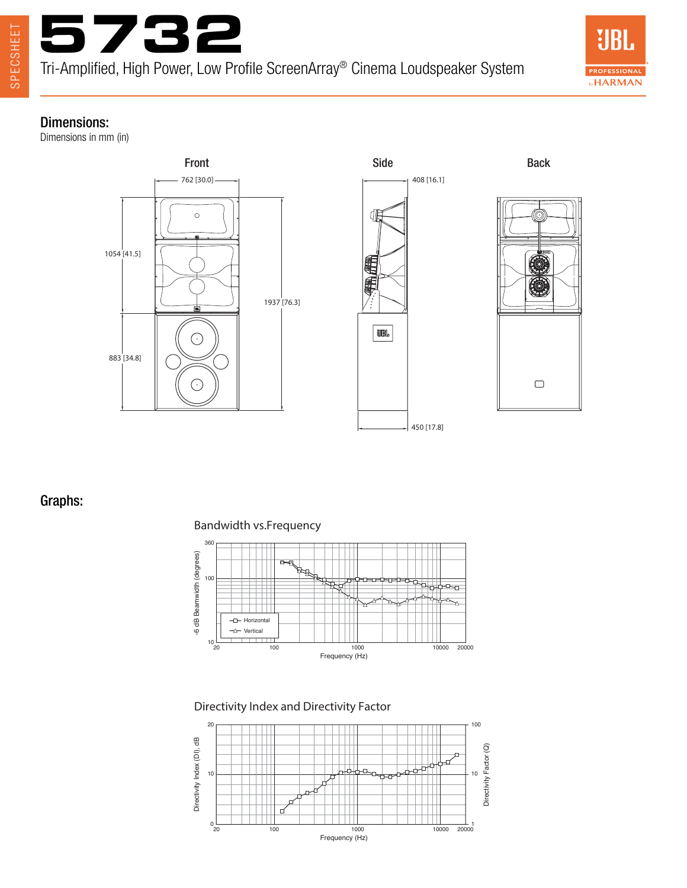# 5732

Tri-Amplified, High Power, Low Profile ScreenArray® Cinema Loudspeaker System

## Dimensions:

Dimensions in mm (in)

Front

762 [30.0]

1054 [41.5]

883 [34.8]

1937 [76.3]

Side

408 [16.1]

450 [17.8]

Back

## Graphs:

Bandwidth vs.Frequency

360

100

10

-6 dB Beamwidth (degrees)

20

100

1000

10000

20000

Frequency (Hz)

Horizontal

Vertical

Directivity Index and Directivity Factor

20

10

0

Directivity Index (DI), dB

100

10

1

Directivity Factor (Q)

20

100

1000

10000

20000

Frequency (Hz)